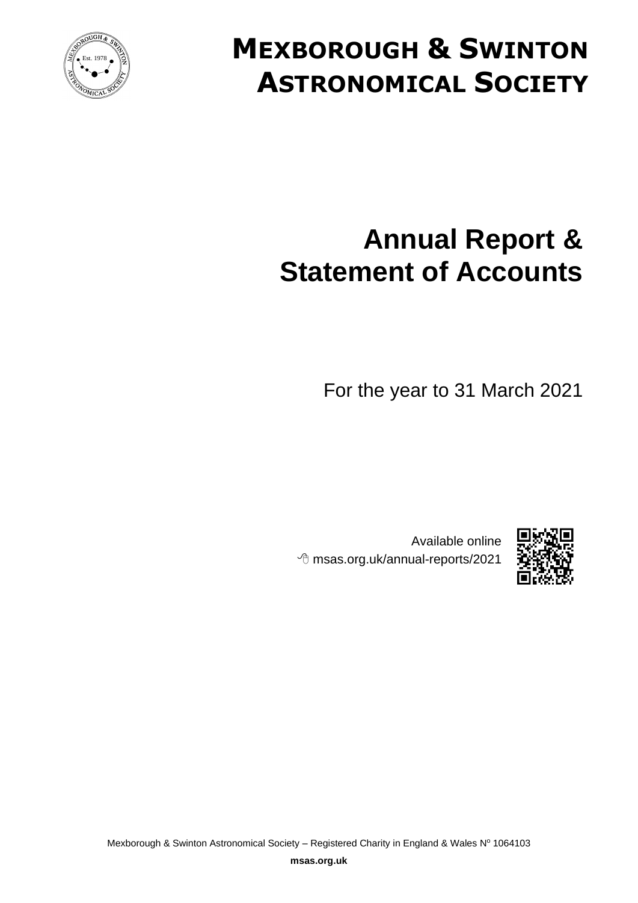# Mexborough & Swinton Astronomical Society

# Annual Report & Statement of Accounts

For the year to 31 March 2021

Available online
msas.org.uk/annual-reports/2021

Mexborough & Swinton Astronomical Society – Registered Charity in England & Wales Nº 1064103

**msas.org.uk**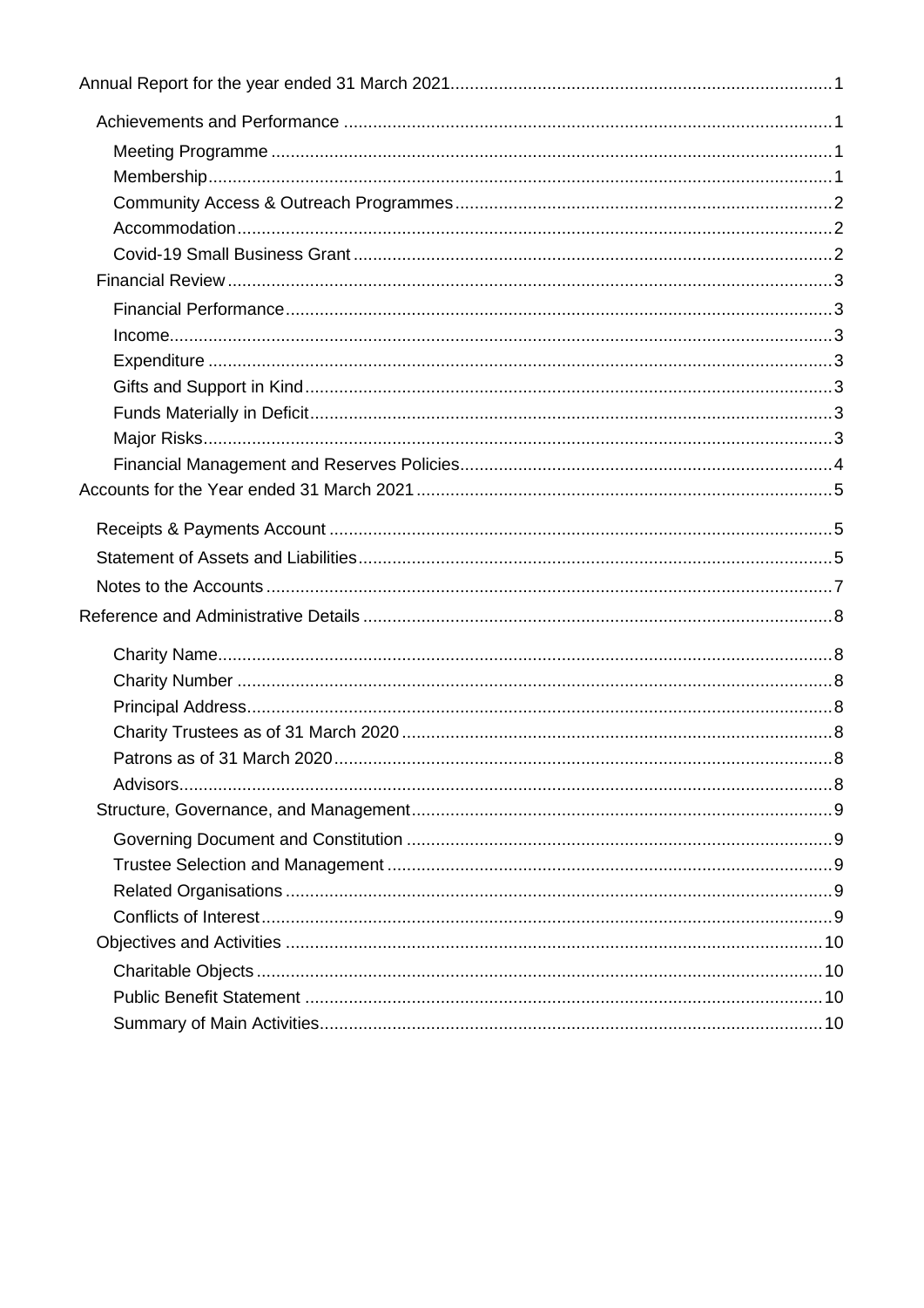Annual Report for the year ended 31 March 2021 ..... 1

- Achievements and Performance ..... 1
  - Meeting Programme ..... 1
  - Membership ..... 1
  - Community Access & Outreach Programmes ..... 2
  - Accommodation ..... 2
  - Covid-19 Small Business Grant ..... 2
- Financial Review ..... 3
  - Financial Performance ..... 3
  - Income ..... 3
  - Expenditure ..... 3
  - Gifts and Support in Kind ..... 3
  - Funds Materially in Deficit ..... 3
  - Major Risks ..... 3
  - Financial Management and Reserves Policies ..... 4

Accounts for the Year ended 31 March 2021 ..... 5

- Receipts & Payments Account ..... 5
- Statement of Assets and Liabilities ..... 5
- Notes to the Accounts ..... 7

Reference and Administrative Details ..... 8

- Charity Name ..... 8
- Charity Number ..... 8
- Principal Address ..... 8
- Charity Trustees as of 31 March 2020 ..... 8
- Patrons as of 31 March 2020 ..... 8
- Advisors ..... 8
- Structure, Governance, and Management ..... 9
  - Governing Document and Constitution ..... 9
  - Trustee Selection and Management ..... 9
  - Related Organisations ..... 9
  - Conflicts of Interest ..... 9
- Objectives and Activities ..... 10
  - Charitable Objects ..... 10
  - Public Benefit Statement ..... 10
  - Summary of Main Activities ..... 10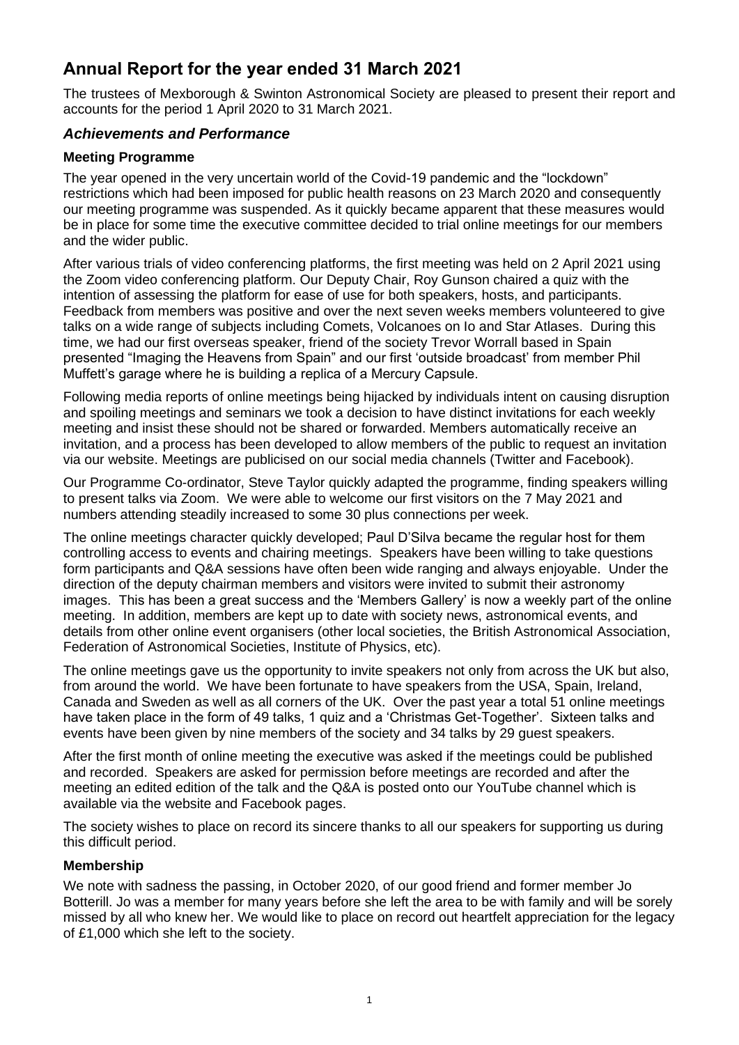# Annual Report for the year ended 31 March 2021

The trustees of Mexborough & Swinton Astronomical Society are pleased to present their report and accounts for the period 1 April 2020 to 31 March 2021.

## *Achievements and Performance*

### Meeting Programme

The year opened in the very uncertain world of the Covid-19 pandemic and the "lockdown" restrictions which had been imposed for public health reasons on 23 March 2020 and consequently our meeting programme was suspended. As it quickly became apparent that these measures would be in place for some time the executive committee decided to trial online meetings for our members and the wider public.

After various trials of video conferencing platforms, the first meeting was held on 2 April 2021 using the Zoom video conferencing platform. Our Deputy Chair, Roy Gunson chaired a quiz with the intention of assessing the platform for ease of use for both speakers, hosts, and participants. Feedback from members was positive and over the next seven weeks members volunteered to give talks on a wide range of subjects including Comets, Volcanoes on Io and Star Atlases. During this time, we had our first overseas speaker, friend of the society Trevor Worrall based in Spain presented "Imaging the Heavens from Spain" and our first 'outside broadcast' from member Phil Muffett's garage where he is building a replica of a Mercury Capsule.

Following media reports of online meetings being hijacked by individuals intent on causing disruption and spoiling meetings and seminars we took a decision to have distinct invitations for each weekly meeting and insist these should not be shared or forwarded. Members automatically receive an invitation, and a process has been developed to allow members of the public to request an invitation via our website. Meetings are publicised on our social media channels (Twitter and Facebook).

Our Programme Co-ordinator, Steve Taylor quickly adapted the programme, finding speakers willing to present talks via Zoom. We were able to welcome our first visitors on the 7 May 2021 and numbers attending steadily increased to some 30 plus connections per week.

The online meetings character quickly developed; Paul D'Silva became the regular host for them controlling access to events and chairing meetings. Speakers have been willing to take questions form participants and Q&A sessions have often been wide ranging and always enjoyable. Under the direction of the deputy chairman members and visitors were invited to submit their astronomy images. This has been a great success and the 'Members Gallery' is now a weekly part of the online meeting. In addition, members are kept up to date with society news, astronomical events, and details from other online event organisers (other local societies, the British Astronomical Association, Federation of Astronomical Societies, Institute of Physics, etc).

The online meetings gave us the opportunity to invite speakers not only from across the UK but also, from around the world. We have been fortunate to have speakers from the USA, Spain, Ireland, Canada and Sweden as well as all corners of the UK. Over the past year a total 51 online meetings have taken place in the form of 49 talks, 1 quiz and a 'Christmas Get-Together'. Sixteen talks and events have been given by nine members of the society and 34 talks by 29 guest speakers.

After the first month of online meeting the executive was asked if the meetings could be published and recorded. Speakers are asked for permission before meetings are recorded and after the meeting an edited edition of the talk and the Q&A is posted onto our YouTube channel which is available via the website and Facebook pages.

The society wishes to place on record its sincere thanks to all our speakers for supporting us during this difficult period.

### Membership

We note with sadness the passing, in October 2020, of our good friend and former member Jo Botterill. Jo was a member for many years before she left the area to be with family and will be sorely missed by all who knew her. We would like to place on record out heartfelt appreciation for the legacy of £1,000 which she left to the society.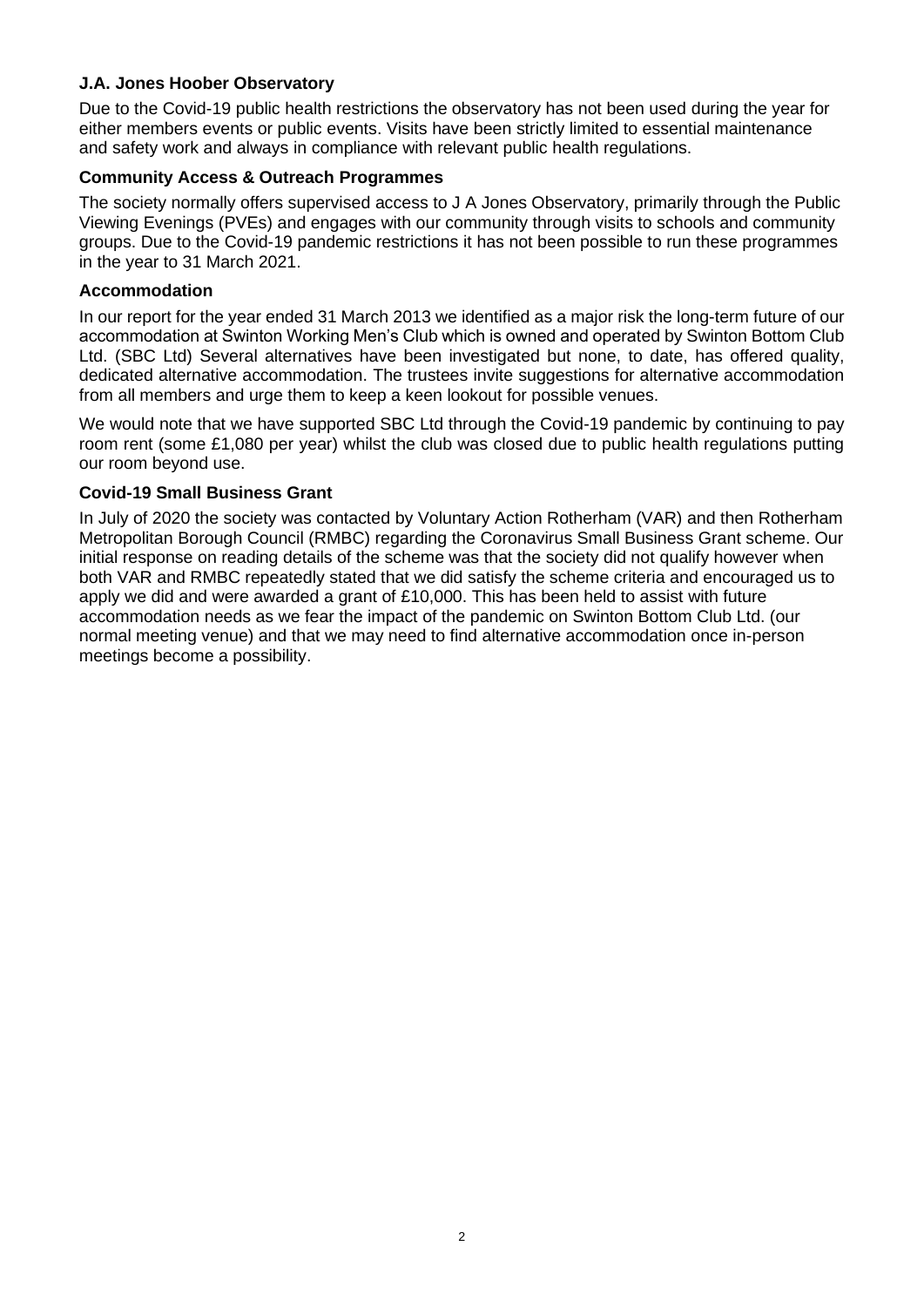### J.A. Jones Hoober Observatory

Due to the Covid-19 public health restrictions the observatory has not been used during the year for either members events or public events. Visits have been strictly limited to essential maintenance and safety work and always in compliance with relevant public health regulations.

### Community Access & Outreach Programmes

The society normally offers supervised access to J A Jones Observatory, primarily through the Public Viewing Evenings (PVEs) and engages with our community through visits to schools and community groups. Due to the Covid-19 pandemic restrictions it has not been possible to run these programmes in the year to 31 March 2021.

### Accommodation

In our report for the year ended 31 March 2013 we identified as a major risk the long-term future of our accommodation at Swinton Working Men's Club which is owned and operated by Swinton Bottom Club Ltd. (SBC Ltd) Several alternatives have been investigated but none, to date, has offered quality, dedicated alternative accommodation. The trustees invite suggestions for alternative accommodation from all members and urge them to keep a keen lookout for possible venues.

We would note that we have supported SBC Ltd through the Covid-19 pandemic by continuing to pay room rent (some £1,080 per year) whilst the club was closed due to public health regulations putting our room beyond use.

### Covid-19 Small Business Grant

In July of 2020 the society was contacted by Voluntary Action Rotherham (VAR) and then Rotherham Metropolitan Borough Council (RMBC) regarding the Coronavirus Small Business Grant scheme. Our initial response on reading details of the scheme was that the society did not qualify however when both VAR and RMBC repeatedly stated that we did satisfy the scheme criteria and encouraged us to apply we did and were awarded a grant of £10,000. This has been held to assist with future accommodation needs as we fear the impact of the pandemic on Swinton Bottom Club Ltd. (our normal meeting venue) and that we may need to find alternative accommodation once in-person meetings become a possibility.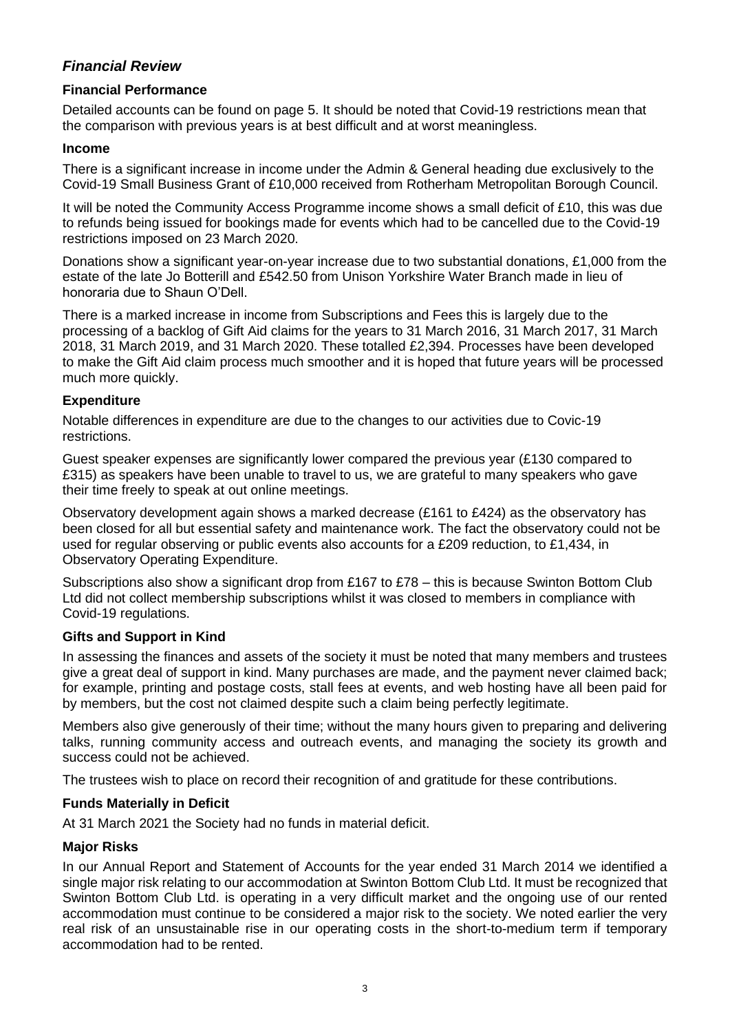## *Financial Review*

### Financial Performance

Detailed accounts can be found on page 5. It should be noted that Covid-19 restrictions mean that the comparison with previous years is at best difficult and at worst meaningless.

### Income

There is a significant increase in income under the Admin & General heading due exclusively to the Covid-19 Small Business Grant of £10,000 received from Rotherham Metropolitan Borough Council.

It will be noted the Community Access Programme income shows a small deficit of £10, this was due to refunds being issued for bookings made for events which had to be cancelled due to the Covid-19 restrictions imposed on 23 March 2020.

Donations show a significant year-on-year increase due to two substantial donations, £1,000 from the estate of the late Jo Botterill and £542.50 from Unison Yorkshire Water Branch made in lieu of honoraria due to Shaun O'Dell.

There is a marked increase in income from Subscriptions and Fees this is largely due to the processing of a backlog of Gift Aid claims for the years to 31 March 2016, 31 March 2017, 31 March 2018, 31 March 2019, and 31 March 2020. These totalled £2,394. Processes have been developed to make the Gift Aid claim process much smoother and it is hoped that future years will be processed much more quickly.

### Expenditure

Notable differences in expenditure are due to the changes to our activities due to Covic-19 restrictions.

Guest speaker expenses are significantly lower compared the previous year (£130 compared to £315) as speakers have been unable to travel to us, we are grateful to many speakers who gave their time freely to speak at out online meetings.

Observatory development again shows a marked decrease (£161 to £424) as the observatory has been closed for all but essential safety and maintenance work. The fact the observatory could not be used for regular observing or public events also accounts for a £209 reduction, to £1,434, in Observatory Operating Expenditure.

Subscriptions also show a significant drop from £167 to £78 – this is because Swinton Bottom Club Ltd did not collect membership subscriptions whilst it was closed to members in compliance with Covid-19 regulations.

### Gifts and Support in Kind

In assessing the finances and assets of the society it must be noted that many members and trustees give a great deal of support in kind. Many purchases are made, and the payment never claimed back; for example, printing and postage costs, stall fees at events, and web hosting have all been paid for by members, but the cost not claimed despite such a claim being perfectly legitimate.

Members also give generously of their time; without the many hours given to preparing and delivering talks, running community access and outreach events, and managing the society its growth and success could not be achieved.

The trustees wish to place on record their recognition of and gratitude for these contributions.

### Funds Materially in Deficit

At 31 March 2021 the Society had no funds in material deficit.

### Major Risks

In our Annual Report and Statement of Accounts for the year ended 31 March 2014 we identified a single major risk relating to our accommodation at Swinton Bottom Club Ltd. It must be recognized that Swinton Bottom Club Ltd. is operating in a very difficult market and the ongoing use of our rented accommodation must continue to be considered a major risk to the society. We noted earlier the very real risk of an unsustainable rise in our operating costs in the short-to-medium term if temporary accommodation had to be rented.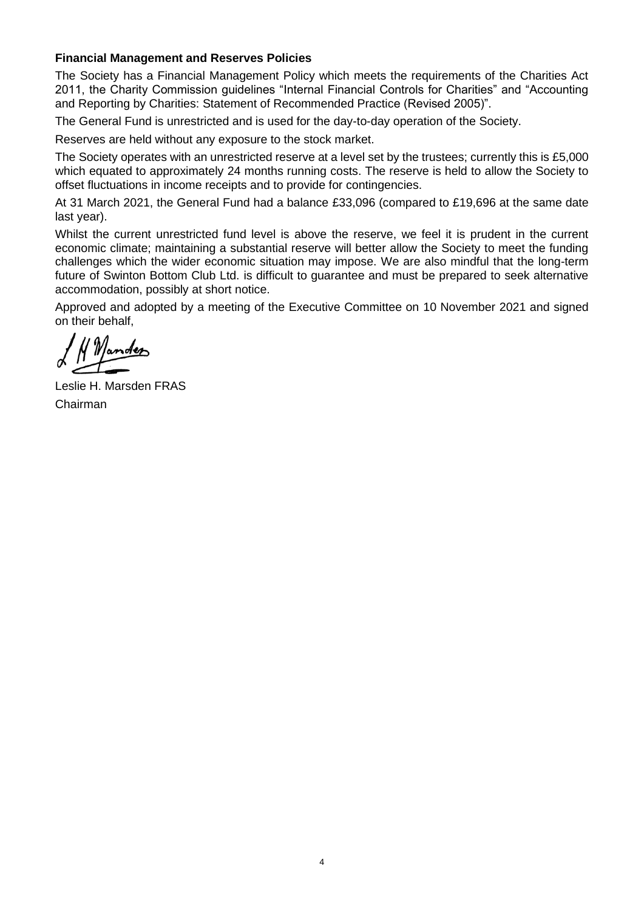**Financial Management and Reserves Policies**

The Society has a Financial Management Policy which meets the requirements of the Charities Act 2011, the Charity Commission guidelines "Internal Financial Controls for Charities" and "Accounting and Reporting by Charities: Statement of Recommended Practice (Revised 2005)".

The General Fund is unrestricted and is used for the day-to-day operation of the Society.

Reserves are held without any exposure to the stock market.

The Society operates with an unrestricted reserve at a level set by the trustees; currently this is £5,000 which equated to approximately 24 months running costs. The reserve is held to allow the Society to offset fluctuations in income receipts and to provide for contingencies.

At 31 March 2021, the General Fund had a balance £33,096 (compared to £19,696 at the same date last year).

Whilst the current unrestricted fund level is above the reserve, we feel it is prudent in the current economic climate; maintaining a substantial reserve will better allow the Society to meet the funding challenges which the wider economic situation may impose. We are also mindful that the long-term future of Swinton Bottom Club Ltd. is difficult to guarantee and must be prepared to seek alternative accommodation, possibly at short notice.

Approved and adopted by a meeting of the Executive Committee on 10 November 2021 and signed on their behalf,

Leslie H. Marsden FRAS
Chairman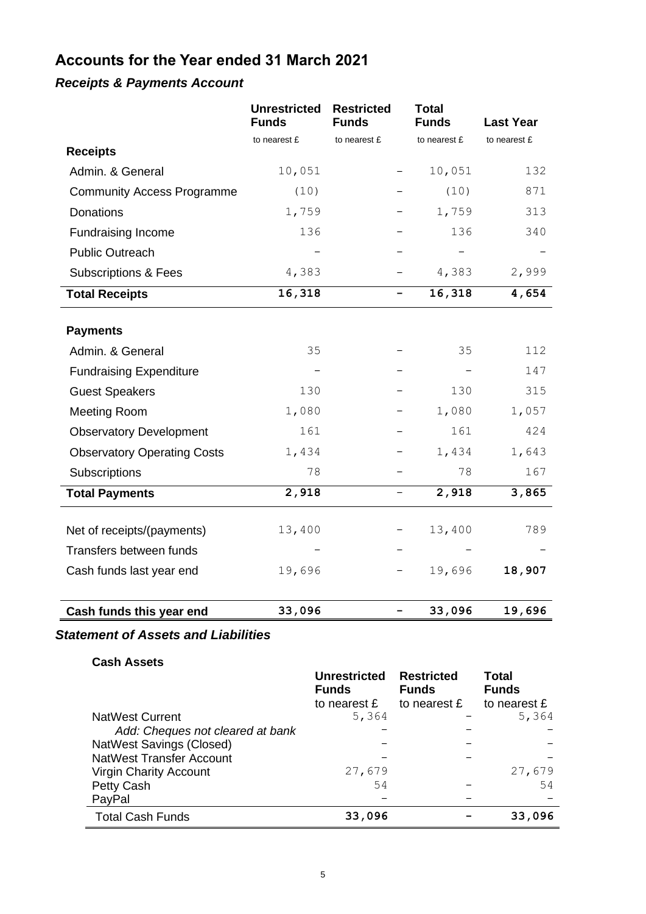# Accounts for the Year ended 31 March 2021

## *Receipts & Payments Account*

| | Unrestricted Funds | Restricted Funds | Total Funds | Last Year |
|---|---|---|---|---|
| | to nearest £ | to nearest £ | to nearest £ | to nearest £ |
| **Receipts** | | | | |
| Admin. & General | 10,051 | – | 10,051 | 132 |
| Community Access Programme | (10) | – | (10) | 871 |
| Donations | 1,759 | – | 1,759 | 313 |
| Fundraising Income | 136 | – | 136 | 340 |
| Public Outreach | – | – | – | – |
| Subscriptions & Fees | 4,383 | – | 4,383 | 2,999 |
| **Total Receipts** | **16,318** | **–** | **16,318** | **4,654** |
| **Payments** | | | | |
| Admin. & General | 35 | – | 35 | 112 |
| Fundraising Expenditure | – | – | – | 147 |
| Guest Speakers | 130 | – | 130 | 315 |
| Meeting Room | 1,080 | – | 1,080 | 1,057 |
| Observatory Development | 161 | – | 161 | 424 |
| Observatory Operating Costs | 1,434 | – | 1,434 | 1,643 |
| Subscriptions | 78 | – | 78 | 167 |
| **Total Payments** | **2,918** | **–** | **2,918** | **3,865** |
| Net of receipts/(payments) | 13,400 | – | 13,400 | 789 |
| Transfers between funds | – | – | – | – |
| Cash funds last year end | 19,696 | – | 19,696 | **18,907** |
| **Cash funds this year end** | **33,096** | **–** | **33,096** | **19,696** |

## *Statement of Assets and Liabilities*

**Cash Assets**

| | Unrestricted Funds | Restricted Funds | Total Funds |
|---|---|---|---|
| | to nearest £ | to nearest £ | to nearest £ |
| NatWest Current | 5,364 | – | 5,364 |
| *Add: Cheques not cleared at bank* | – | – | – |
| NatWest Savings (Closed) | – | – | – |
| NatWest Transfer Account | – | – | – |
| Virgin Charity Account | 27,679 | | 27,679 |
| Petty Cash | 54 | – | 54 |
| PayPal | – | – | – |
| Total Cash Funds | **33,096** | **–** | **33,096** |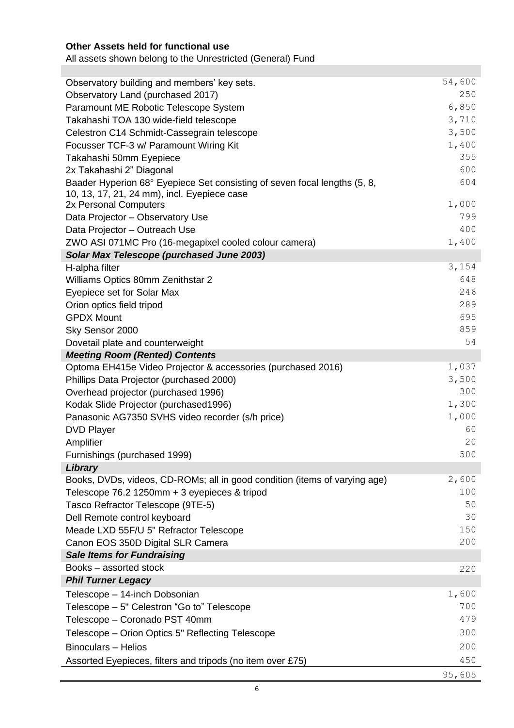**Other Assets held for functional use**

All assets shown belong to the Unrestricted (General) Fund

| | |
|---|---|
| Observatory building and members' key sets. | 54,600 |
| Observatory Land (purchased 2017) | 250 |
| Paramount ME Robotic Telescope System | 6,850 |
| Takahashi TOA 130 wide-field telescope | 3,710 |
| Celestron C14 Schmidt-Cassegrain telescope | 3,500 |
| Focusser TCF-3 w/ Paramount Wiring Kit | 1,400 |
| Takahashi 50mm Eyepiece | 355 |
| 2x Takahashi 2" Diagonal | 600 |
| Baader Hyperion 68° Eyepiece Set consisting of seven focal lengths (5, 8, 10, 13, 17, 21, 24 mm), incl. Eyepiece case | 604 |
| 2x Personal Computers | 1,000 |
| Data Projector – Observatory Use | 799 |
| Data Projector – Outreach Use | 400 |
| ZWO ASI 071MC Pro (16-megapixel cooled colour camera) | 1,400 |
| ***Solar Max Telescope (purchased June 2003)*** | |
| H-alpha filter | 3,154 |
| Williams Optics 80mm Zenithstar 2 | 648 |
| Eyepiece set for Solar Max | 246 |
| Orion optics field tripod | 289 |
| GPDX Mount | 695 |
| Sky Sensor 2000 | 859 |
| Dovetail plate and counterweight | 54 |
| ***Meeting Room (Rented) Contents*** | |
| Optoma EH415e Video Projector & accessories (purchased 2016) | 1,037 |
| Phillips Data Projector (purchased 2000) | 3,500 |
| Overhead projector (purchased 1996) | 300 |
| Kodak Slide Projector (purchased1996) | 1,300 |
| Panasonic AG7350 SVHS video recorder (s/h price) | 1,000 |
| DVD Player | 60 |
| Amplifier | 20 |
| Furnishings (purchased 1999) | 500 |
| ***Library*** | |
| Books, DVDs, videos, CD-ROMs; all in good condition (items of varying age) | 2,600 |
| Telescope 76.2 1250mm + 3 eyepieces & tripod | 100 |
| Tasco Refractor Telescope (9TE-5) | 50 |
| Dell Remote control keyboard | 30 |
| Meade LXD 55F/U 5" Refractor Telescope | 150 |
| Canon EOS 350D Digital SLR Camera | 200 |
| ***Sale Items for Fundraising*** | |
| Books – assorted stock | 220 |
| ***Phil Turner Legacy*** | |
| Telescope – 14-inch Dobsonian | 1,600 |
| Telescope – 5" Celestron "Go to" Telescope | 700 |
| Telescope – Coronado PST 40mm | 479 |
| Telescope – Orion Optics 5" Reflecting Telescope | 300 |
| Binoculars – Helios | 200 |
| Assorted Eyepieces, filters and tripods (no item over £75) | 450 |
| | 95,605 |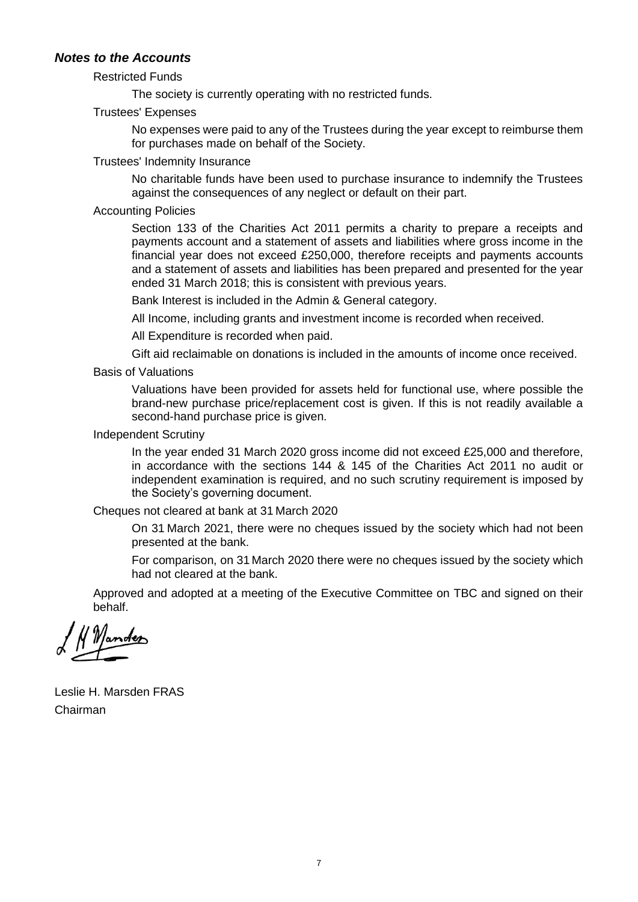## *Notes to the Accounts*

Restricted Funds

The society is currently operating with no restricted funds.

Trustees' Expenses

No expenses were paid to any of the Trustees during the year except to reimburse them for purchases made on behalf of the Society.

Trustees' Indemnity Insurance

No charitable funds have been used to purchase insurance to indemnify the Trustees against the consequences of any neglect or default on their part.

Accounting Policies

Section 133 of the Charities Act 2011 permits a charity to prepare a receipts and payments account and a statement of assets and liabilities where gross income in the financial year does not exceed £250,000, therefore receipts and payments accounts and a statement of assets and liabilities has been prepared and presented for the year ended 31 March 2018; this is consistent with previous years.

Bank Interest is included in the Admin & General category.

All Income, including grants and investment income is recorded when received.

All Expenditure is recorded when paid.

Gift aid reclaimable on donations is included in the amounts of income once received.

Basis of Valuations

Valuations have been provided for assets held for functional use, where possible the brand-new purchase price/replacement cost is given. If this is not readily available a second-hand purchase price is given.

Independent Scrutiny

In the year ended 31 March 2020 gross income did not exceed £25,000 and therefore, in accordance with the sections 144 & 145 of the Charities Act 2011 no audit or independent examination is required, and no such scrutiny requirement is imposed by the Society's governing document.

Cheques not cleared at bank at 31 March 2020

On 31 March 2021, there were no cheques issued by the society which had not been presented at the bank.

For comparison, on 31 March 2020 there were no cheques issued by the society which had not cleared at the bank.

Approved and adopted at a meeting of the Executive Committee on TBC and signed on their behalf.

Leslie H. Marsden FRAS
Chairman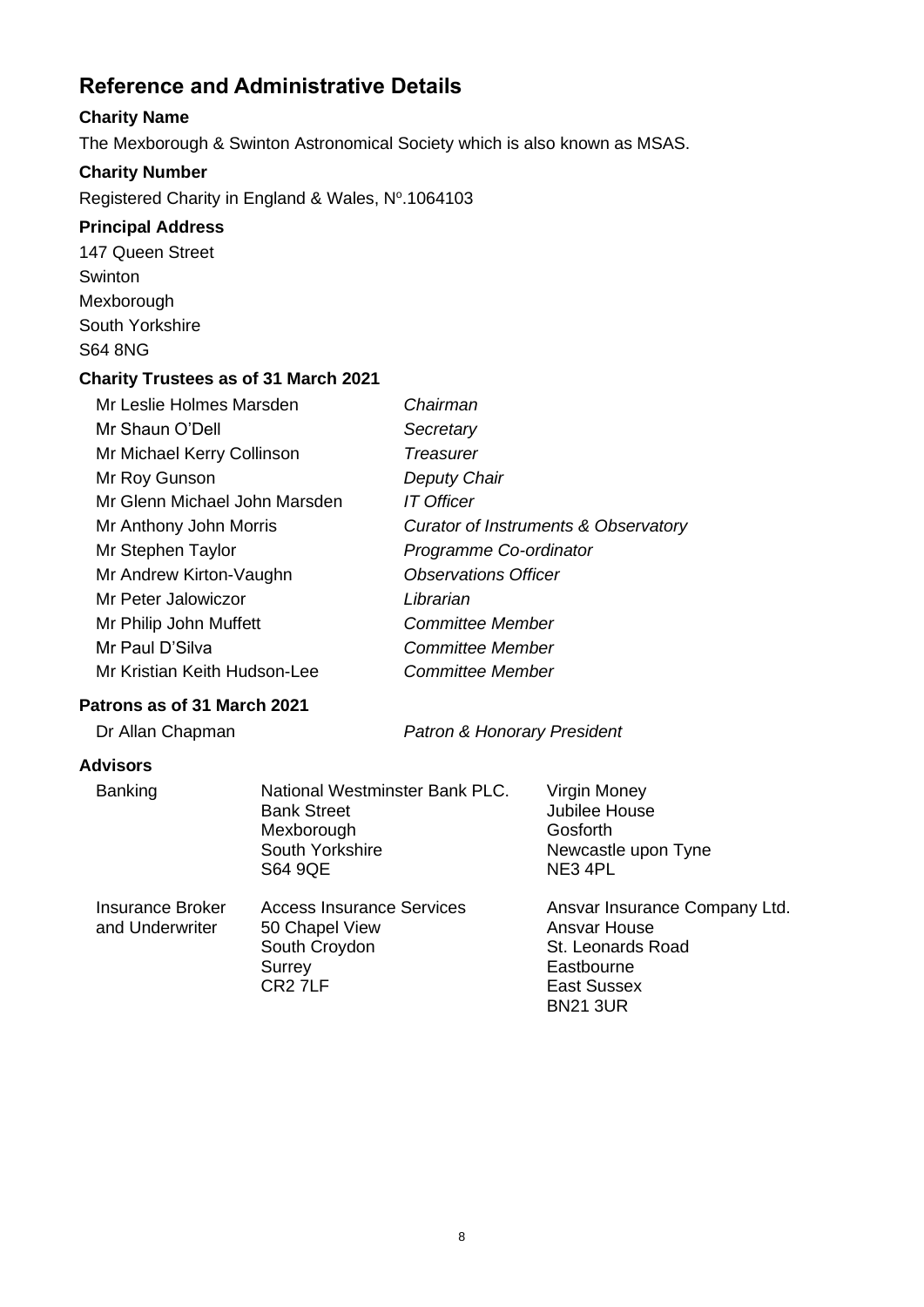## Reference and Administrative Details

### Charity Name

The Mexborough & Swinton Astronomical Society which is also known as MSAS.

### Charity Number

Registered Charity in England & Wales, Nº.1064103

### Principal Address

147 Queen Street
Swinton
Mexborough
South Yorkshire
S64 8NG

### Charity Trustees as of 31 March 2021

| Name | Role |
|---|---|
| Mr Leslie Holmes Marsden | *Chairman* |
| Mr Shaun O'Dell | *Secretary* |
| Mr Michael Kerry Collinson | *Treasurer* |
| Mr Roy Gunson | *Deputy Chair* |
| Mr Glenn Michael John Marsden | *IT Officer* |
| Mr Anthony John Morris | *Curator of Instruments & Observatory* |
| Mr Stephen Taylor | *Programme Co-ordinator* |
| Mr Andrew Kirton-Vaughn | *Observations Officer* |
| Mr Peter Jalowiczor | *Librarian* |
| Mr Philip John Muffett | *Committee Member* |
| Mr Paul D'Silva | *Committee Member* |
| Mr Kristian Keith Hudson-Lee | *Committee Member* |

### Patrons as of 31 March 2021

| Name | Role |
|---|---|
| Dr Allan Chapman | *Patron & Honorary President* |

### Advisors

| | | |
|---|---|---|
| Banking | National Westminster Bank PLC.<br>Bank Street<br>Mexborough<br>South Yorkshire<br>S64 9QE | Virgin Money<br>Jubilee House<br>Gosforth<br>Newcastle upon Tyne<br>NE3 4PL |
| Insurance Broker and Underwriter | Access Insurance Services<br>50 Chapel View<br>South Croydon<br>Surrey<br>CR2 7LF | Ansvar Insurance Company Ltd.<br>Ansvar House<br>St. Leonards Road<br>Eastbourne<br>East Sussex<br>BN21 3UR |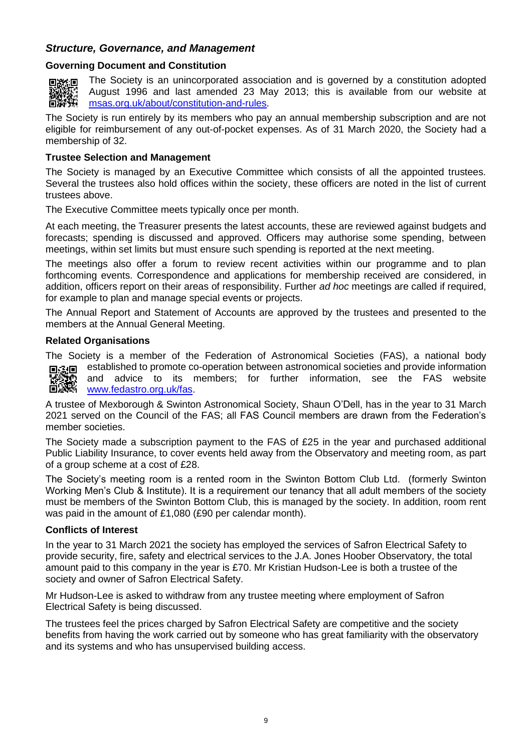## *Structure, Governance, and Management*

### Governing Document and Constitution

The Society is an unincorporated association and is governed by a constitution adopted August 1996 and last amended 23 May 2013; this is available from our website at msas.org.uk/about/constitution-and-rules.

The Society is run entirely by its members who pay an annual membership subscription and are not eligible for reimbursement of any out-of-pocket expenses. As of 31 March 2020, the Society had a membership of 32.

### Trustee Selection and Management

The Society is managed by an Executive Committee which consists of all the appointed trustees. Several the trustees also hold offices within the society, these officers are noted in the list of current trustees above.

The Executive Committee meets typically once per month.

At each meeting, the Treasurer presents the latest accounts, these are reviewed against budgets and forecasts; spending is discussed and approved. Officers may authorise some spending, between meetings, within set limits but must ensure such spending is reported at the next meeting.

The meetings also offer a forum to review recent activities within our programme and to plan forthcoming events. Correspondence and applications for membership received are considered, in addition, officers report on their areas of responsibility. Further *ad hoc* meetings are called if required, for example to plan and manage special events or projects.

The Annual Report and Statement of Accounts are approved by the trustees and presented to the members at the Annual General Meeting.

### Related Organisations

The Society is a member of the Federation of Astronomical Societies (FAS), a national body established to promote co-operation between astronomical societies and provide information and advice to its members; for further information, see the FAS website www.fedastro.org.uk/fas.

A trustee of Mexborough & Swinton Astronomical Society, Shaun O'Dell, has in the year to 31 March 2021 served on the Council of the FAS; all FAS Council members are drawn from the Federation's member societies.

The Society made a subscription payment to the FAS of £25 in the year and purchased additional Public Liability Insurance, to cover events held away from the Observatory and meeting room, as part of a group scheme at a cost of £28.

The Society's meeting room is a rented room in the Swinton Bottom Club Ltd. (formerly Swinton Working Men's Club & Institute). It is a requirement our tenancy that all adult members of the society must be members of the Swinton Bottom Club, this is managed by the society. In addition, room rent was paid in the amount of £1,080 (£90 per calendar month).

### Conflicts of Interest

In the year to 31 March 2021 the society has employed the services of Safron Electrical Safety to provide security, fire, safety and electrical services to the J.A. Jones Hoober Observatory, the total amount paid to this company in the year is £70. Mr Kristian Hudson-Lee is both a trustee of the society and owner of Safron Electrical Safety.

Mr Hudson-Lee is asked to withdraw from any trustee meeting where employment of Safron Electrical Safety is being discussed.

The trustees feel the prices charged by Safron Electrical Safety are competitive and the society benefits from having the work carried out by someone who has great familiarity with the observatory and its systems and who has unsupervised building access.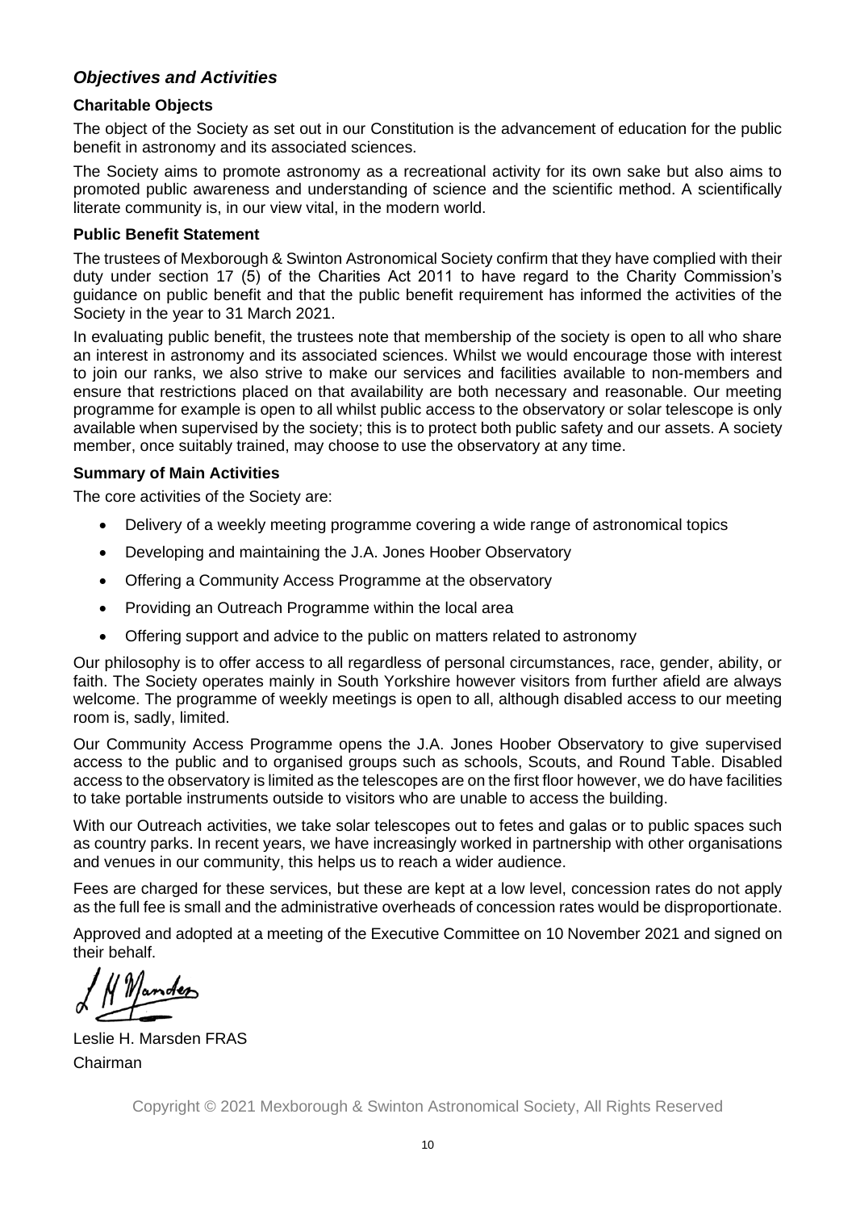## *Objectives and Activities*

### Charitable Objects

The object of the Society as set out in our Constitution is the advancement of education for the public benefit in astronomy and its associated sciences.

The Society aims to promote astronomy as a recreational activity for its own sake but also aims to promoted public awareness and understanding of science and the scientific method. A scientifically literate community is, in our view vital, in the modern world.

### Public Benefit Statement

The trustees of Mexborough & Swinton Astronomical Society confirm that they have complied with their duty under section 17 (5) of the Charities Act 2011 to have regard to the Charity Commission's guidance on public benefit and that the public benefit requirement has informed the activities of the Society in the year to 31 March 2021.

In evaluating public benefit, the trustees note that membership of the society is open to all who share an interest in astronomy and its associated sciences. Whilst we would encourage those with interest to join our ranks, we also strive to make our services and facilities available to non-members and ensure that restrictions placed on that availability are both necessary and reasonable. Our meeting programme for example is open to all whilst public access to the observatory or solar telescope is only available when supervised by the society; this is to protect both public safety and our assets. A society member, once suitably trained, may choose to use the observatory at any time.

### Summary of Main Activities

The core activities of the Society are:

- Delivery of a weekly meeting programme covering a wide range of astronomical topics
- Developing and maintaining the J.A. Jones Hoober Observatory
- Offering a Community Access Programme at the observatory
- Providing an Outreach Programme within the local area
- Offering support and advice to the public on matters related to astronomy

Our philosophy is to offer access to all regardless of personal circumstances, race, gender, ability, or faith. The Society operates mainly in South Yorkshire however visitors from further afield are always welcome. The programme of weekly meetings is open to all, although disabled access to our meeting room is, sadly, limited.

Our Community Access Programme opens the J.A. Jones Hoober Observatory to give supervised access to the public and to organised groups such as schools, Scouts, and Round Table. Disabled access to the observatory is limited as the telescopes are on the first floor however, we do have facilities to take portable instruments outside to visitors who are unable to access the building.

With our Outreach activities, we take solar telescopes out to fetes and galas or to public spaces such as country parks. In recent years, we have increasingly worked in partnership with other organisations and venues in our community, this helps us to reach a wider audience.

Fees are charged for these services, but these are kept at a low level, concession rates do not apply as the full fee is small and the administrative overheads of concession rates would be disproportionate.

Approved and adopted at a meeting of the Executive Committee on 10 November 2021 and signed on their behalf.

L H Marsden

Leslie H. Marsden FRAS
Chairman

Copyright © 2021 Mexborough & Swinton Astronomical Society, All Rights Reserved